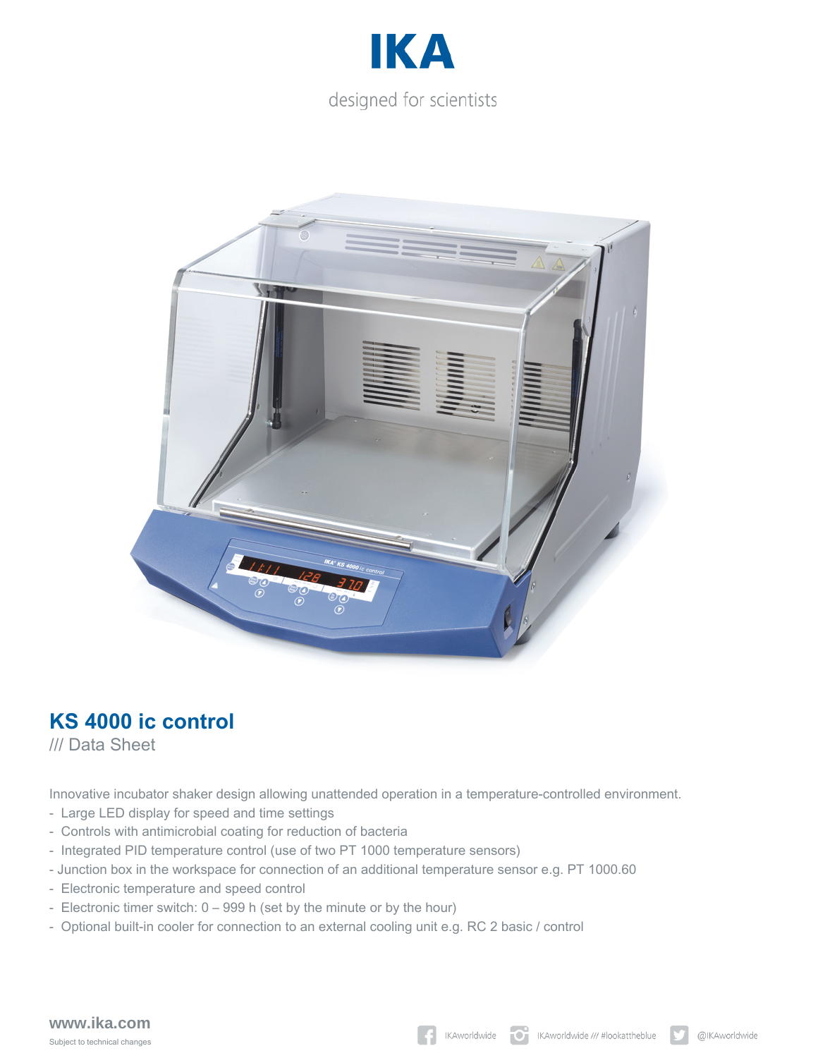IKA

designed for scientists

# KS 4000 ic control

/// Data Sheet

Innovative incubator shaker design allowing unattended operation in a temperature-controlled environment.

- Large LED display for speed and time settings
- Controls with antimicrobial coating for reduction of bacteria
- Integrated PID temperature control (use of two PT 1000 temperature sensors)
- Junction box in the workspace for connection of an additional temperature sensor e.g. PT 1000.60
- Electronic temperature and speed control
- Electronic timer switch: 0 – 999 h (set by the minute or by the hour)
- Optional built-in cooler for connection to an external cooling unit e.g. RC 2 basic / control

**www.ika.com**

Subject to technical changes

IKAworldwide   IKAworldwide /// #lookattheblue   @IKAworldwide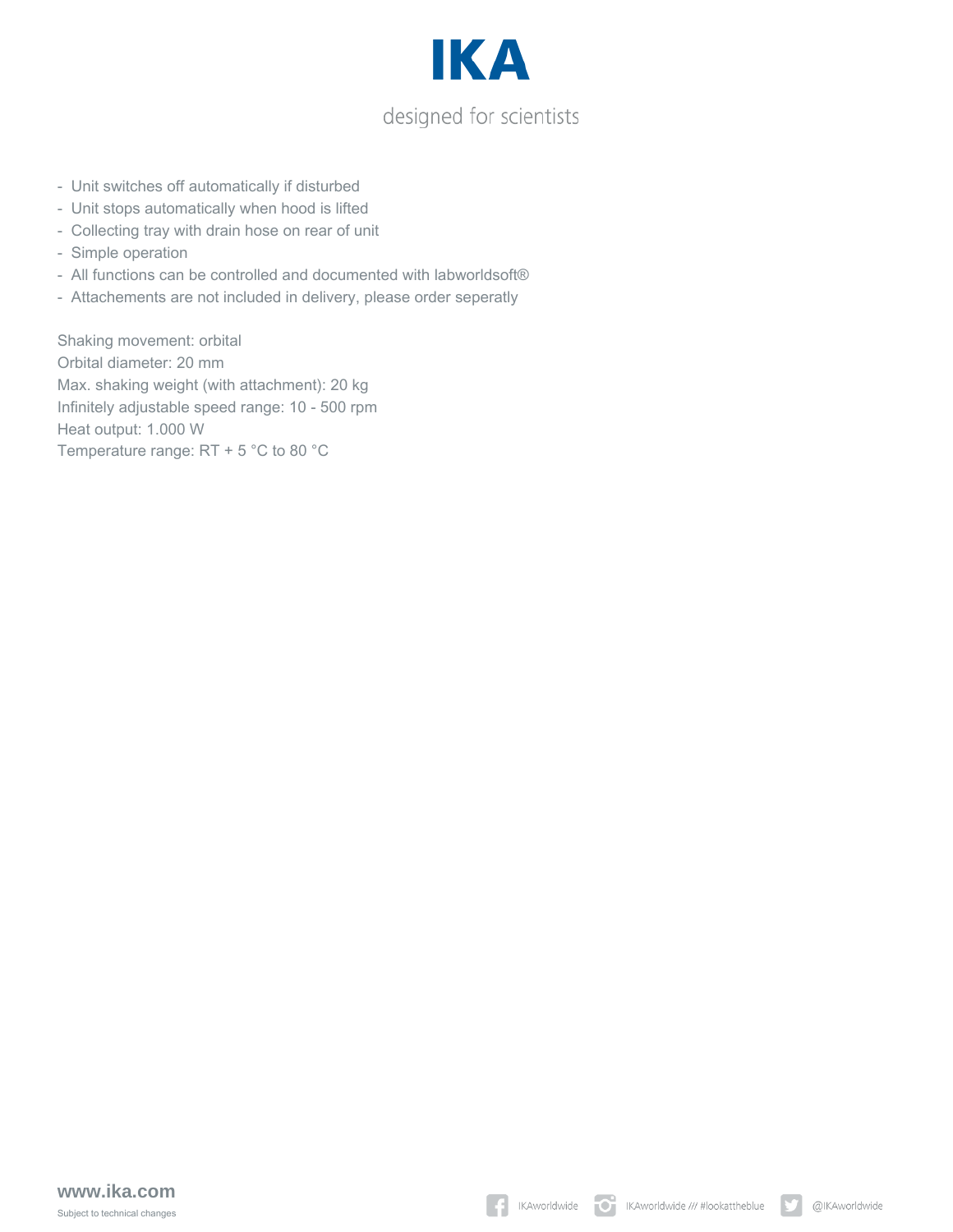- Unit switches off automatically if disturbed
- Unit stops automatically when hood is lifted
- Collecting tray with drain hose on rear of unit
- Simple operation
- All functions can be controlled and documented with labworldsoft®
- Attachements are not included in delivery, please order seperatly

Shaking movement: orbital
Orbital diameter: 20 mm
Max. shaking weight (with attachment): 20 kg
Infinitely adjustable speed range: 10 - 500 rpm
Heat output: 1.000 W
Temperature range: RT + 5 °C to 80 °C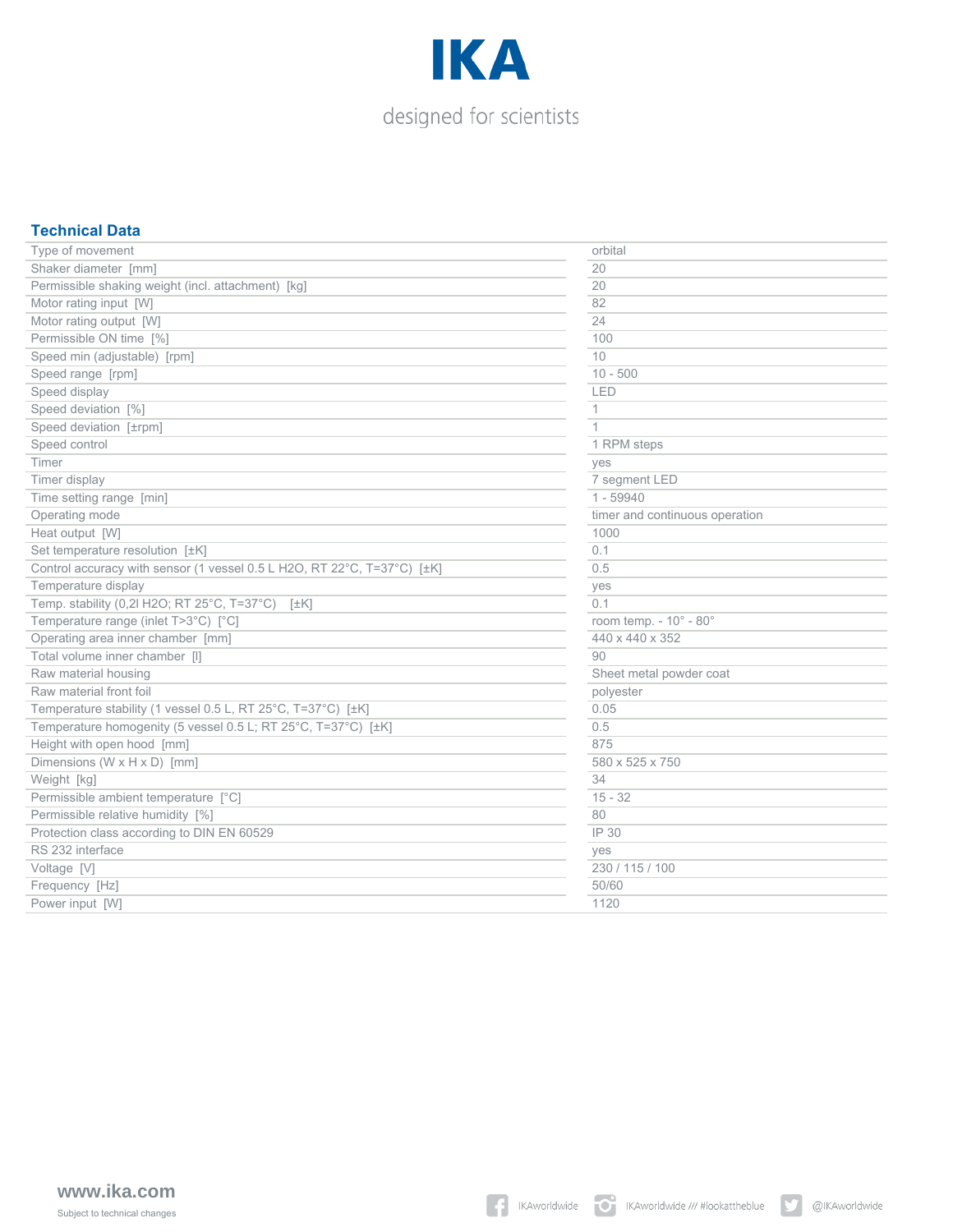IKA

designed for scientists

## Technical Data

| | |
|---|---|
| Type of movement | orbital |
| Shaker diameter [mm] | 20 |
| Permissible shaking weight (incl. attachment) [kg] | 20 |
| Motor rating input [W] | 82 |
| Motor rating output [W] | 24 |
| Permissible ON time [%] | 100 |
| Speed min (adjustable) [rpm] | 10 |
| Speed range [rpm] | 10 - 500 |
| Speed display | LED |
| Speed deviation [%] | 1 |
| Speed deviation [±rpm] | 1 |
| Speed control | 1 RPM steps |
| Timer | yes |
| Timer display | 7 segment LED |
| Time setting range [min] | 1 - 59940 |
| Operating mode | timer and continuous operation |
| Heat output [W] | 1000 |
| Set temperature resolution [±K] | 0.1 |
| Control accuracy with sensor (1 vessel 0.5 L $H_2O$, RT 22°C, T=37°C) [±K] | 0.5 |
| Temperature display | yes |
| Temp. stability (0,2l $H_2O$; RT 25°C, T=37°C) [±K] | 0.1 |
| Temperature range (inlet T>3°C) [°C] | room temp. - 10° - 80° |
| Operating area inner chamber [mm] | 440 x 440 x 352 |
| Total volume inner chamber [l] | 90 |
| Raw material housing | Sheet metal powder coat |
| Raw material front foil | polyester |
| Temperature stability (1 vessel 0.5 L, RT 25°C, T=37°C) [±K] | 0.05 |
| Temperature homogenity (5 vessel 0.5 L; RT 25°C, T=37°C) [±K] | 0.5 |
| Height with open hood [mm] | 875 |
| Dimensions (W x H x D) [mm] | 580 x 525 x 750 |
| Weight [kg] | 34 |
| Permissible ambient temperature [°C] | 15 - 32 |
| Permissible relative humidity [%] | 80 |
| Protection class according to DIN EN 60529 | IP 30 |
| RS 232 interface | yes |
| Voltage [V] | 230 / 115 / 100 |
| Frequency [Hz] | 50/60 |
| Power input [W] | 1120 |

www.ika.com

Subject to technical changes

IKAworldwide    IKAworldwide /// #lookattheblue    @IKAworldwide